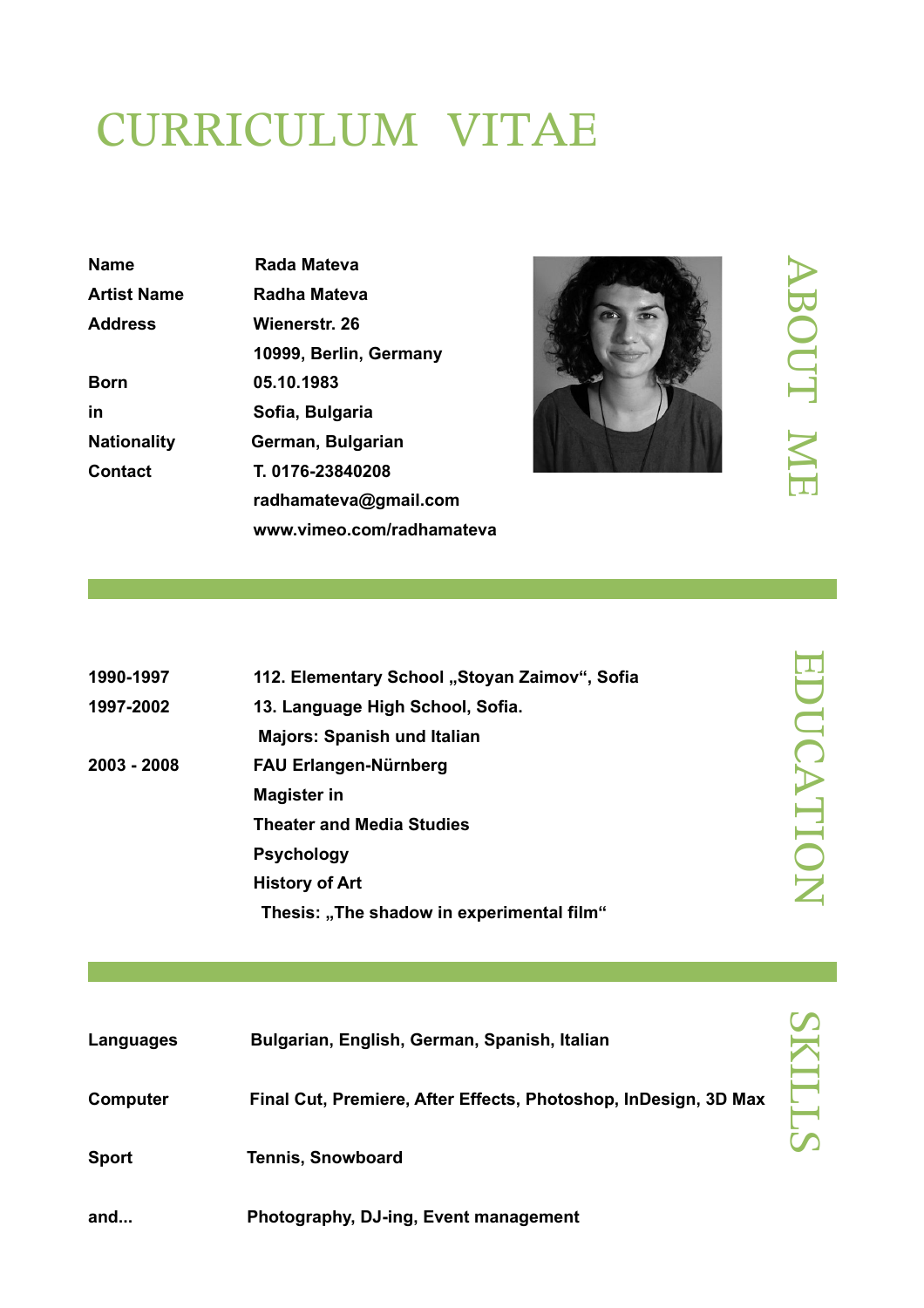# CURRICULUM VITAE

## ABOUT ME

| | |
|---|---|
| **Name** | **Rada Mateva** |
| **Artist Name** | **Radha Mateva** |
| **Address** | **Wienerstr. 26** |
| | **10999, Berlin, Germany** |
| **Born** | **05.10.1983** |
| **in** | **Sofia, Bulgaria** |
| **Nationality** | **German, Bulgarian** |
| **Contact** | **T. 0176-23840208** |
| | **radhamateva@gmail.com** |
| | **www.vimeo.com/radhamateva** |

## EDUCATION

| | |
|---|---|
| **1990-1997** | **112. Elementary School „Stoyan Zaimov“, Sofia** |
| **1997-2002** | **13. Language High School, Sofia.** |
| | **Majors: Spanish und Italian** |
| **2003 - 2008** | **FAU Erlangen-Nürnberg** |
| | **Magister in** |
| | **Theater and Media Studies** |
| | **Psychology** |
| | **History of Art** |
| | **Thesis: „The shadow in experimental film“** |

## SKILLS

| | |
|---|---|
| **Languages** | **Bulgarian, English, German, Spanish, Italian** |
| **Computer** | **Final Cut, Premiere, After Effects, Photoshop, InDesign, 3D Max** |
| **Sport** | **Tennis, Snowboard** |
| **and...** | **Photography, DJ-ing, Event management** |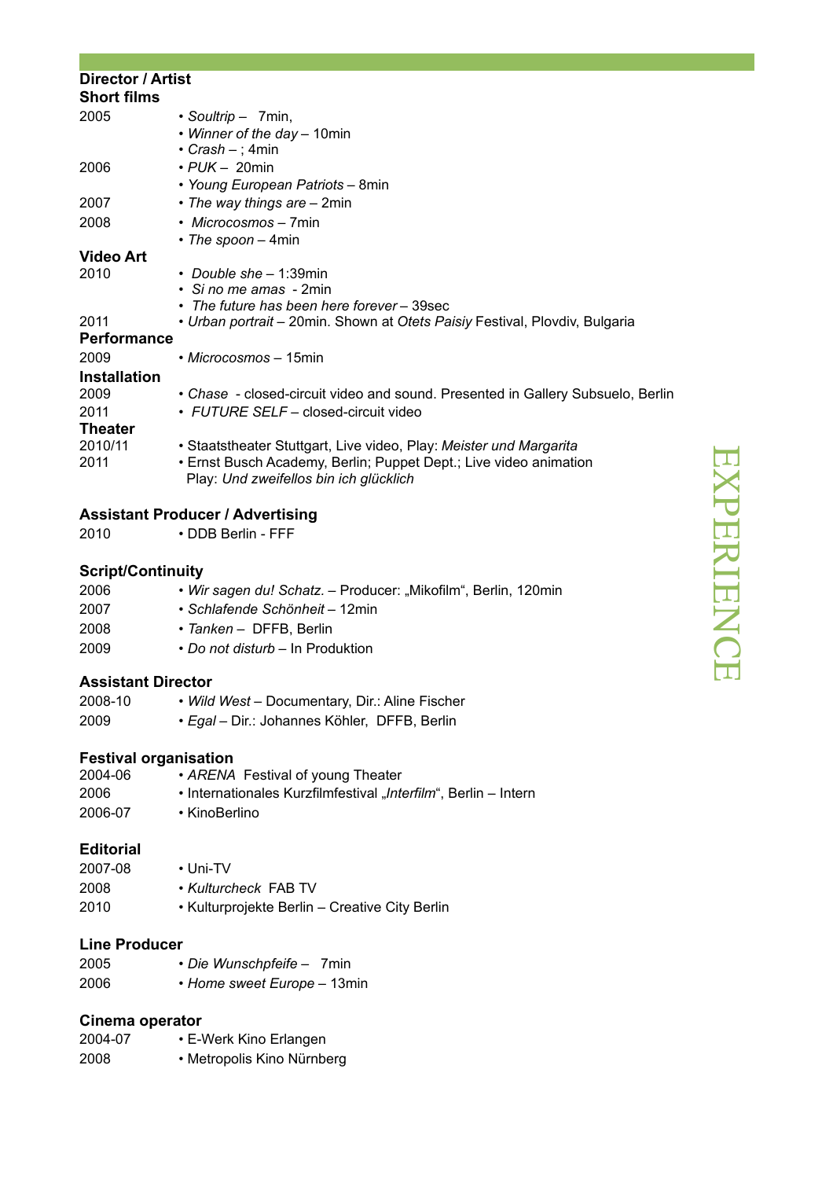# EXPERIENCE

## Director / Artist

### Short films

| | |
|---|---|
| 2005 | • *Soultrip* – 7min, |
| | • *Winner of the day* – 10min |
| | • *Crash* – ; 4min |
| 2006 | • *PUK* – 20min |
| | • *Young European Patriots* – 8min |
| 2007 | • *The way things are* – 2min |
| 2008 | • *Microcosmos* – 7min |
| | • *The spoon* – 4min |

### Video Art

| | |
|---|---|
| 2010 | • *Double she* – 1:39min |
| | • *Si no me amas* - 2min |
| | • *The future has been here forever* – 39sec |
| 2011 | • *Urban portrait* – 20min. Shown at *Otets Paisiy* Festival, Plovdiv, Bulgaria |

### Performance

| | |
|---|---|
| 2009 | • *Microcosmos* – 15min |

### Installation

| | |
|---|---|
| 2009 | • *Chase* - closed-circuit video and sound. Presented in Gallery Subsuelo, Berlin |
| 2011 | • *FUTURE SELF* – closed-circuit video |

### Theater

| | |
|---|---|
| 2010/11 | • Staatstheater Stuttgart, Live video, Play: *Meister und Margarita* |
| 2011 | • Ernst Busch Academy, Berlin; Puppet Dept.; Live video animation Play: *Und zweifellos bin ich glücklich* |

## Assistant Producer / Advertising

| | |
|---|---|
| 2010 | • DDB Berlin - FFF |

## Script/Continuity

| | |
|---|---|
| 2006 | • *Wir sagen du! Schatz.* – Producer: „Mikofilm", Berlin, 120min |
| 2007 | • *Schlafende Schönheit* – 12min |
| 2008 | • *Tanken* – DFFB, Berlin |
| 2009 | • *Do not disturb* – In Produktion |

## Assistant Director

| | |
|---|---|
| 2008-10 | • *Wild West* – Documentary, Dir.: Aline Fischer |
| 2009 | • *Egal* – Dir.: Johannes Köhler, DFFB, Berlin |

## Festival organisation

| | |
|---|---|
| 2004-06 | • *ARENA* Festival of young Theater |
| 2006 | • Internationales Kurzfilmfestival „*Interfilm*", Berlin – Intern |
| 2006-07 | • KinoBerlino |

## Editorial

| | |
|---|---|
| 2007-08 | • Uni-TV |
| 2008 | • *Kulturcheck* FAB TV |
| 2010 | • Kulturprojekte Berlin – Creative City Berlin |

## Line Producer

| | |
|---|---|
| 2005 | • *Die Wunschpfeife* – 7min |
| 2006 | • *Home sweet Europe* – 13min |

## Cinema operator

| | |
|---|---|
| 2004-07 | • E-Werk Kino Erlangen |
| 2008 | • Metropolis Kino Nürnberg |